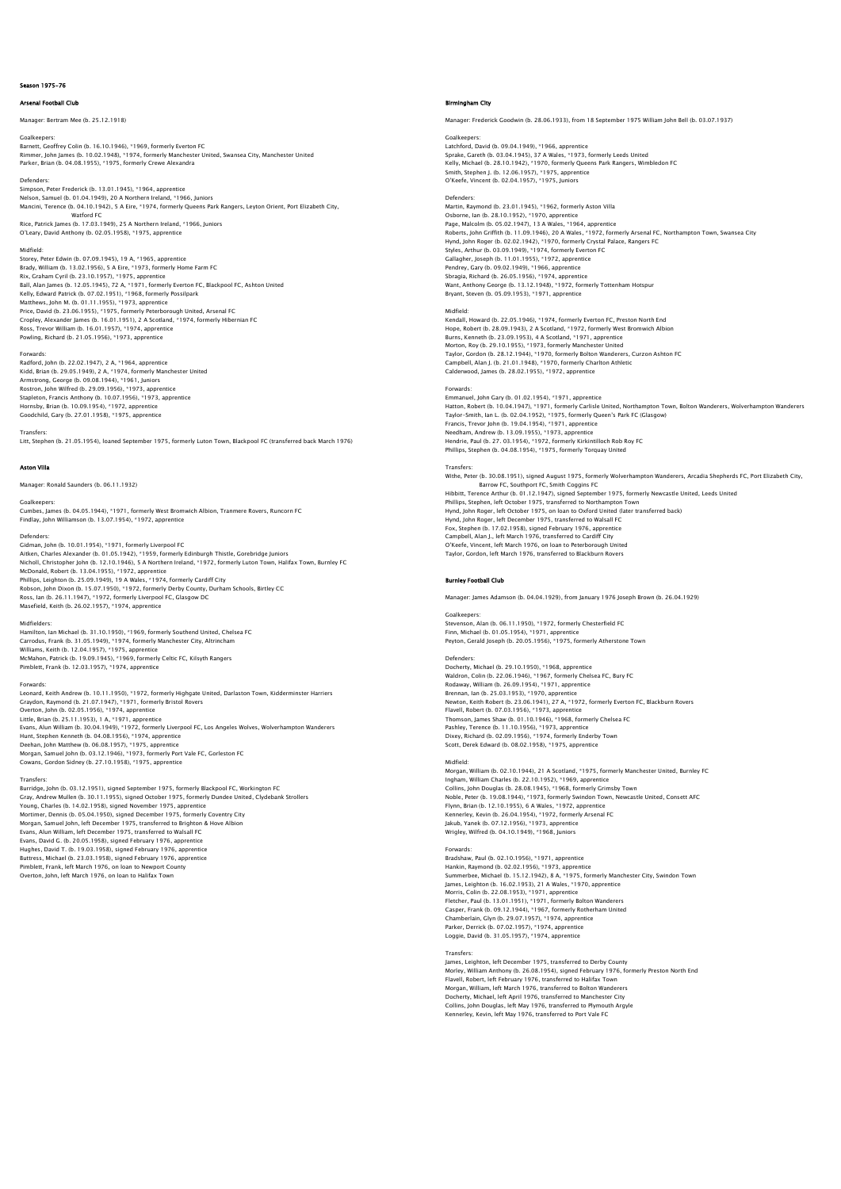# Season 1975–76

## Arsenal Football Club

Manager: Bertram Mee (b. 25.12.1918)

Goalkeepers:
Barnett, Geoffrey Colin (b. 16.10.1946), °1969, formerly Everton FC
Rimmer, John James (b. 10.02.1948), °1974, formerly Manchester United, Swansea City, Manchester United
Parker, Brian (b. 04.08.1955), °1975, formerly Crewe Alexandra

Defenders:
Simpson, Peter Frederick (b. 13.01.1945), °1964, apprentice
Nelson, Samuel (b. 01.04.1949), 20 A Northern Ireland, °1966, Juniors
Mancini, Terence (b. 04.10.1942), 5 A Eire, °1974, formerly Queens Park Rangers, Leyton Orient, Port Elizabeth City, Watford FC
Rice, Patrick James (b. 17.03.1949), 25 A Northern Ireland, °1966, Juniors
O'Leary, David Anthony (b. 02.05.1958), °1975, apprentice

Midfield:
Storey, Peter Edwin (b. 07.09.1945), 19 A, °1965, apprentice
Brady, William (b. 13.02.1956), 5 A Eire, °1973, formerly Home Farm FC
Rix, Graham Cyril (b. 23.10.1957), °1975, apprentice
Ball, Alan James (b. 12.05.1945), 72 A, °1971, formerly Everton FC, Blackpool FC, Ashton United
Kelly, Edward Patrick (b. 07.02.1951), °1968, formerly Possilpark
Matthews, John M. (b. 01.11.1955), °1973, apprentice
Price, David (b. 23.06.1955), °1975, formerly Peterborough United, Arsenal FC
Cropley, Alexander James (b. 16.01.1951), 2 A Scotland, °1974, formerly Hibernian FC
Ross, Trevor William (b. 16.01.1957), °1974, apprentice
Powling, Richard (b. 21.05.1956), °1973, apprentice

Forwards:
Radford, John (b. 22.02.1947), 2 A, °1964, apprentice
Kidd, Brian (b. 29.05.1949), 2 A, °1974, formerly Manchester United
Armstrong, George (b. 09.08.1944), °1961, Juniors
Rostron, John Wilfred (b. 29.09.1956), °1973, apprentice
Stapleton, Francis Anthony (b. 10.07.1956), °1973, apprentice
Hornsby, Brian (b. 10.09.1954), °1972, apprentice
Goodchild, Gary (b. 27.01.1958), °1975, apprentice

Transfers:
Litt, Stephen (b. 21.05.1954), loaned September 1975, formerly Luton Town, Blackpool FC (transferred back March 1976)

## Aston Villa

Manager: Ronald Saunders (b. 06.11.1932)

Goalkeepers:
Cumbes, James (b. 04.05.1944), °1971, formerly West Bromwich Albion, Tranmere Rovers, Runcorn FC
Findlay, John Williamson (b. 13.07.1954), °1972, apprentice

Defenders:
Gidman, John (b. 10.01.1954), °1971, formerly Liverpool FC
Aitken, Charles Alexander (b. 01.05.1942), °1959, formerly Edinburgh Thistle, Gorebridge Juniors
Nicholl, Christopher John (b. 12.10.1946), 5 A Northern Ireland, °1972, formerly Luton Town, Halifax Town, Burnley FC
McDonald, Robert (b. 13.04.1955), °1972, apprentice
Phillips, Leighton (b. 25.09.1949), 19 A Wales, °1974, formerly Cardiff City
Robson, John Dixon (b. 15.07.1950), °1972, formerly Derby County, Durham Schools, Birtley CC
Ross, Ian (b. 26.11.1947), °1972, formerly Liverpool FC, Glasgow DC
Masefield, Keith (b. 26.02.1957), °1974, apprentice

Midfielders:
Hamilton, Ian Michael (b. 31.10.1950), °1969, formerly Southend United, Chelsea FC
Carrodus, Frank (b. 31.05.1949), °1974, formerly Manchester City, Altrincham
Williams, Keith (b. 12.04.1957), °1975, apprentice
McMahon, Patrick (b. 19.09.1945), °1969, formerly Celtic FC, Kilsyth Rangers
Pimblett, Frank (b. 12.03.1957), °1974, apprentice

Forwards:
Leonard, Keith Andrew (b. 10.11.1950), °1972, formerly Highgate United, Darlaston Town, Kidderminster Harriers
Graydon, Raymond (b. 21.07.1947), °1971, formerly Bristol Rovers
Overton, John (b. 02.05.1956), °1974, apprentice
Little, Brian (b. 25.11.1953), 1 A, °1971, apprentice
Evans, Alun William (b. 30.04.1949), °1972, formerly Liverpool FC, Los Angeles Wolves, Wolverhampton Wanderers
Hunt, Stephen Kenneth (b. 04.08.1956), °1974, apprentice
Deehan, John Matthew (b. 06.08.1957), °1975, apprentice
Morgan, Samuel John (b. 03.12.1946), °1973, formerly Port Vale FC, Gorleston FC
Cowans, Gordon Sidney (b. 27.10.1958), °1975, apprentice

Transfers:
Burridge, John (b. 03.12.1951), signed September 1975, formerly Blackpool FC, Workington FC
Gray, Andrew Mullen (b. 30.11.1955), signed October 1975, formerly Dundee United, Clydebank Strollers
Young, Charles (b. 14.02.1958), signed November 1975, apprentice
Mortimer, Dennis (b. 05.04.1950), signed December 1975, formerly Coventry City
Morgan, Samuel John, left December 1975, transferred to Brighton & Hove Albion
Evans, Alun William, left December 1975, transferred to Walsall FC
Evans, David G. (b. 20.05.1958), signed February 1976, apprentice
Hughes, David T. (b. 19.03.1958), signed February 1976, apprentice
Buttress, Michael (b. 23.03.1958), signed February 1976, apprentice
Pimblett, Frank, left March 1976, on loan to Newport County
Overton, John, left March 1976, on loan to Halifax Town

## Birmingham City

Manager: Frederick Goodwin (b. 28.06.1933), from 18 September 1975 William John Bell (b. 03.07.1937)

Goalkeepers:
Latchford, David (b. 09.04.1949), °1966, apprentice
Sprake, Gareth (b. 03.04.1945), 37 A Wales, °1973, formerly Leeds United
Kelly, Michael (b. 28.10.1942), °1970, formerly Queens Park Rangers, Wimbledon FC
Smith, Stephen J. (b. 12.06.1957), °1975, apprentice
O'Keefe, Vincent (b. 02.04.1957), °1975, Juniors

Defenders:
Martin, Raymond (b. 23.01.1945), °1962, formerly Aston Villa
Osborne, Ian (b. 28.10.1952), °1970, apprentice
Page, Malcolm (b. 05.02.1947), 13 A Wales, °1964, apprentice
Roberts, John Griffith (b. 11.09.1946), 20 A Wales, °1972, formerly Arsenal FC, Northampton Town, Swansea City
Hynd, John Roger (b. 02.02.1942), °1970, formerly Crystal Palace, Rangers FC
Styles, Arthur (b. 03.09.1949), °1974, formerly Everton FC
Gallagher, Joseph (b. 11.01.1955), °1972, apprentice
Pendrey, Gary (b. 09.02.1949), °1966, apprentice
Sbragia, Richard (b. 26.05.1956), °1974, apprentice
Want, Anthony George (b. 13.12.1948), °1972, formerly Tottenham Hotspur
Bryant, Steven (b. 05.09.1953), °1971, apprentice

Midfield:
Kendall, Howard (b. 22.05.1946), °1974, formerly Everton FC, Preston North End
Hope, Robert (b. 28.09.1943), 2 A Scotland, °1972, formerly West Bromwich Albion
Burns, Kenneth (b. 23.09.1953), 4 A Scotland, °1971, apprentice
Morton, Roy (b. 29.10.1955), °1973, formerly Manchester United
Taylor, Gordon (b. 28.12.1944), °1970, formerly Bolton Wanderers, Curzon Ashton FC
Campbell, Alan J. (b. 21.01.1948), °1970, formerly Charlton Athletic
Calderwood, James (b. 28.02.1955), °1972, apprentice

Forwards:
Emmanuel, John Gary (b. 01.02.1954), °1971, apprentice
Hatton, Robert (b. 10.04.1947), °1971, formerly Carlisle United, Northampton Town, Bolton Wanderers, Wolverhampton Wanderers
Taylor-Smith, Ian L. (b. 02.04.1952), °1975, formerly Queen's Park FC (Glasgow)
Francis, Trevor John (b. 19.04.1954), °1971, apprentice
Needham, Andrew (b. 13.09.1955), °1973, apprentice
Hendrie, Paul (b. 27. 03.1954), °1972, formerly Kirkintilloch Rob Roy FC
Phillips, Stephen (b. 04.08.1954), °1975, formerly Torquay United

Transfers:
Withe, Peter (b. 30.08.1951), signed August 1975, formerly Wolverhampton Wanderers, Arcadia Shepherds FC, Port Elizabeth City, Barrow FC, Southport FC, Smith Coggins FC
Hibbitt, Terence Arthur (b. 01.12.1947), signed September 1975, formerly Newcastle United, Leeds United
Phillips, Stephen, left October 1975, transferred to Northampton Town
Hynd, John Roger, left October 1975, on loan to Oxford United (later transferred back)
Hynd, John Roger, left December 1975, transferred to Walsall FC
Fox, Stephen (b. 17.02.1958), signed February 1976, apprentice
Campbell, Alan J., left March 1976, transferred to Cardiff City
O'Keefe, Vincent, left March 1976, on loan to Peterborough United
Taylor, Gordon, left March 1976, transferred to Blackburn Rovers

## Burnley Football Club

Manager: James Adamson (b. 04.04.1929), from January 1976 Joseph Brown (b. 26.04.1929)

Goalkeepers:
Stevenson, Alan (b. 06.11.1950), °1972, formerly Chesterfield FC
Finn, Michael (b. 01.05.1954), °1971, apprentice
Peyton, Gerald Joseph (b. 20.05.1956), °1975, formerly Atherstone Town

Defenders:
Docherty, Michael (b. 29.10.1950), °1968, apprentice
Waldron, Colin (b. 22.06.1946), °1967, formerly Chelsea FC, Bury FC
Rodaway, William (b. 26.09.1954), °1971, apprentice
Brennan, Ian (b. 25.03.1953), °1970, apprentice
Newton, Keith Robert (b. 23.06.1941), 27 A, °1972, formerly Everton FC, Blackburn Rovers
Flavell, Robert (b. 07.03.1956), °1973, apprentice
Thomson, James Shaw (b. 01.10.1946), °1968, formerly Chelsea FC
Pashley, Terence (b. 11.10.1956), °1973, apprentice
Dixey, Richard (b. 02.09.1956), °1974, formerly Enderby Town
Scott, Derek Edward (b. 08.02.1958), °1975, apprentice

Midfield:
Morgan, William (b. 02.10.1944), 21 A Scotland, °1975, formerly Manchester United, Burnley FC
Ingham, William Charles (b. 22.10.1952), °1969, apprentice
Collins, John Douglas (b. 28.08.1945), °1968, formerly Grimsby Town
Noble, Peter (b. 19.08.1944), °1973, formerly Swindon Town, Newcastle United, Consett AFC
Flynn, Brian (b. 12.10.1955), 6 A Wales, °1972, apprentice
Kennerley, Kevin (b. 26.04.1954), °1972, formerly Arsenal FC
Jakub, Yanek (b. 07.12.1956), °1973, apprentice
Wrigley, Wilfred (b. 04.10.1949), °1968, Juniors

Forwards:
Bradshaw, Paul (b. 02.10.1956), °1971, apprentice
Hankin, Raymond (b. 02.02.1956), °1973, apprentice
Summerbee, Michael (b. 15.12.1942), 8 A, °1975, formerly Manchester City, Swindon Town
James, Leighton (b. 16.02.1953), 21 A Wales, °1970, apprentice
Morris, Colin (b. 22.08.1953), °1971, apprentice
Fletcher, Paul (b. 13.01.1951), °1971, formerly Bolton Wanderers
Casper, Frank (b. 09.12.1944), °1967, formerly Rotherham United
Chamberlain, Glyn (b. 29.07.1957), °1974, apprentice
Parker, Derrick (b. 07.02.1957), °1974, apprentice
Loggie, David (b. 31.05.1957), °1974, apprentice

Transfers:
James, Leighton, left December 1975, transferred to Derby County
Morley, William Anthony (b. 26.08.1954), signed February 1976, formerly Preston North End
Flavell, Robert, left February 1976, transferred to Halifax Town
Morgan, William, left March 1976, transferred to Bolton Wanderers
Docherty, Michael, left April 1976, transferred to Manchester City
Collins, John Douglas, left May 1976, transferred to Plymouth Argyle
Kennerley, Kevin, left May 1976, transferred to Port Vale FC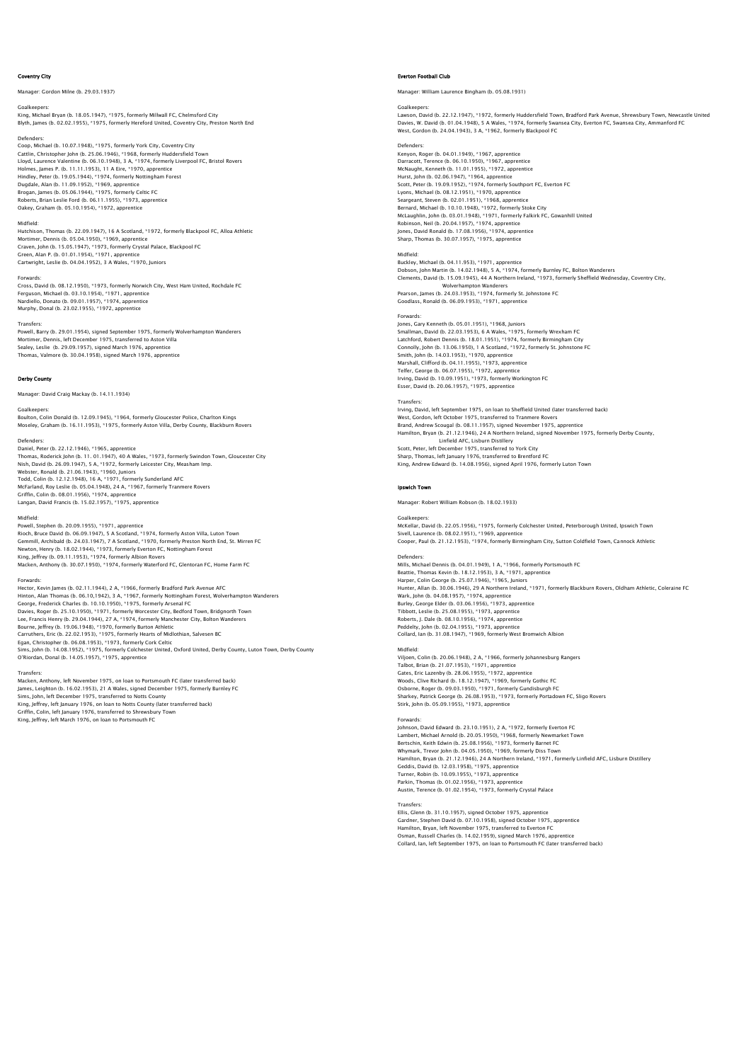## Coventry City

Manager: Gordon Milne (b. 29.03.1937)

Goalkeepers:
King, Michael Bryan (b. 18.05.1947), *1975, formerly Millwall FC, Chelmsford City
Blyth, James (b. 02.02.1955), *1975, formerly Hereford United, Coventry City, Preston North End

Defenders:
Coop, Michael (b. 10.07.1948), *1975, formerly York City, Coventry City
Cattlin, Christopher John (b. 25.06.1946), *1968, formerly Huddersfield Town
Lloyd, Laurence Valentine (b. 06.10.1948), 3 A, *1974, formerly Liverpool FC, Bristol Rovers
Holmes, James P. (b. 11.11.1953), 11 A Eire, *1970, apprentice
Hindley, Peter (b. 19.05.1944), *1974, formerly Nottingham Forest
Dugdale, Alan (b. 11.09.1952), *1969, apprentice
Brogan, James (b. 05.06.1944), *1975, formerly Celtic FC
Roberts, Brian Leslie Ford (b. 06.11.1955), *1973, apprentice
Oakey, Graham (b. 05.10.1954), *1972, apprentice

Midfield:
Hutchison, Thomas (b. 22.09.1947), 16 A Scotland, *1972, formerly Blackpool FC, Alloa Athletic
Mortimer, Dennis (b. 05.04.1950), *1969, apprentice
Craven, John (b. 15.05.1947), *1973, formerly Crystal Palace, Blackpool FC
Green, Alan P. (b. 01.01.1954), *1971, apprentice
Cartwright, Leslie (b. 04.04.1952), 3 A Wales, *1970, Juniors

Forwards:
Cross, David (b. 08.12.1950), *1973, formerly Norwich City, West Ham United, Rochdale FC
Ferguson, Michael (b. 03.10.1954), *1971, apprentice
Nardiello, Donato (b. 09.01.1957), *1974, apprentice
Murphy, Donal (b. 23.02.1955), *1972, apprentice

Transfers:
Powell, Barry (b. 29.01.1954), signed September 1975, formerly Wolverhampton Wanderers
Mortimer, Dennis, left December 1975, transferred to Aston Villa
Sealey, Leslie (b. 29.09.1957), signed March 1976, apprentice
Thomas, Valmore (b. 30.04.1958), signed March 1976, apprentice

## Derby County

Manager: David Craig Mackay (b. 14.11.1934)

Goalkeepers:
Boulton, Colin Donald (b. 12.09.1945), *1964, formerly Gloucester Police, Charlton Kings
Moseley, Graham (b. 16.11.1953), *1975, formerly Aston Villa, Derby County, Blackburn Rovers

Defenders:
Daniel, Peter (b. 22.12.1946), *1965, apprentice
Thomas, Roderick John (b. 11. 01.1947), 40 A Wales, *1973, formerly Swindon Town, Gloucester City
Nish, David (b. 26.09.1947), 5 A, *1972, formerly Leicester City, Measham Imp.
Webster, Ronald (b. 21.06.1943), *1960, Juniors
Todd, Colin (b. 12.12.1948), 16 A, *1971, formerly Sunderland AFC
McFarland, Roy Leslie (b. 05.04.1948), 24 A, *1967, formerly Tranmere Rovers
Griffin, Colin (b. 08.01.1956), *1974, apprentice
Langan, David Francis (b. 15.02.1957), *1975, apprentice

Midfield:
Powell, Stephen (b. 20.09.1955), *1971, apprentice
Rioch, Bruce David (b. 06.09.1947), 5 A Scotland, *1974, formerly Aston Villa, Luton Town
Gemmill, Archibald (b. 24.03.1947), 7 A Scotland, *1970, formerly Preston North End, St. Mirren FC
Newton, Henry (b. 18.02.1944), *1973, formerly Everton FC, Nottingham Forest
King, Jeffrey (b. 09.11.1953), *1974, formerly Albion Rovers
Macken, Anthony (b. 30.07.1950), *1974, formerly Waterford FC, Glentoran FC, Home Farm FC

Forwards:
Hector, Kevin James (b. 02.11.1944), 2 A, *1966, formerly Bradford Park Avenue AFC
Hinton, Alan Thomas (b. 06.10,1942), 3 A, *1967, formerly Nottingham Forest, Wolverhampton Wanderers
George, Frederick Charles (b. 10.10.1950), *1975, formerly Arsenal FC
Davies, Roger (b. 25.10.1950), *1971, formerly Worcester City, Bedford Town, Bridgnorth Town
Lee, Francis Henry (b. 29.04.1944), 27 A, *1974, formerly Manchester City, Bolton Wanderers
Bourne, Jeffrey (b. 19.06.1948), *1970, formerly Burton Athletic
Carruthers, Eric (b. 22.02.1953), *1975, formerly Hearts of Midlothian, Salvesen BC
Egan, Christopher (b. 06.08.1953), *1973, formerly Cork Celtic
Sims, John (b. 14.08.1952), *1975, formerly Colchester United, Oxford United, Derby County, Luton Town, Derby County
O'Riordan, Donal (b. 14.05.1957), *1975, apprentice

Transfers:
Macken, Anthony, left November 1975, on loan to Portsmouth FC (later transferred back)
James, Leighton (b. 16.02.1953), 21 A Wales, signed December 1975, formerly Burnley FC
Sims, John, left December 1975, transferred to Notts County
King, Jeffrey, left January 1976, on loan to Notts County (later transferred back)
Griffin, Colin, left January 1976, transferred to Shrewsbury Town
King, Jeffrey, left March 1976, on loan to Portsmouth FC

## Everton Football Club

Manager: William Laurence Bingham (b. 05.08.1931)

Goalkeepers:
Lawson, David (b. 22.12.1947), *1972, formerly Huddersfield Town, Bradford Park Avenue, Shrewsbury Town, Newcastle United
Davies, W. David (b. 01.04.1948), 5 A Wales, *1974, formerly Swansea City, Everton FC, Swansea City, Ammanford FC
West, Gordon (b. 24.04.1943), 3 A, *1962, formerly Blackpool FC

Defenders:
Kenyon, Roger (b. 04.01.1949), *1967, apprentice
Darracott, Terence (b. 06.10.1950), *1967, apprentice
McNaught, Kenneth (b. 11.01.1955), *1972, apprentice
Hurst, John (b. 02.06.1947), *1964, apprentice
Scott, Peter (b. 19.09.1952), *1974, formerly Southport FC, Everton FC
Lyons, Michael (b. 08.12.1951), *1970, apprentice
Seargeant, Steven (b. 02.01.1951), *1968, apprentice
Bernard, Michael (b. 10.10.1948), *1972, formerly Stoke City
McLaughlin, John (b. 03.01.1948), *1971, formerly Falkirk FC, Gowanhill United
Robinson, Neil (b. 20.04.1957), *1974, apprentice
Jones, David Ronald (b. 17.08.1956), *1974, apprentice
Sharp, Thomas (b. 30.07.1957), *1975, apprentice

Midfield:
Buckley, Michael (b. 04.11.1953), *1971, apprentice
Dobson, John Martin (b. 14.02.1948), 5 A, *1974, formerly Burnley FC, Bolton Wanderers
Clements, David (b. 15.09.1945), 44 A Northern Ireland, *1973, formerly Sheffield Wednesday, Coventry City, Wolverhampton Wanderers
Pearson, James (b. 24.03.1953), *1974, formerly St. Johnstone FC
Goodlass, Ronald (b. 06.09.1953), *1971, apprentice

Forwards:
Jones, Gary Kenneth (b. 05.01.1951), *1968, Juniors
Smallman, David (b. 22.03.1953), 6 A Wales, *1975, formerly Wrexham FC
Latchford, Robert Dennis (b. 18.01.1951), *1974, formerly Birmingham City
Connolly, John (b. 13.06.1950), 1 A Scotland, *1972, formerly St. Johnstone FC
Smith, John (b. 14.03.1953), *1970, apprentice
Marshall, Clifford (b. 04.11.1955), *1973, apprentice
Telfer, George (b. 06.07.1955), *1972, apprentice
Irving, David (b. 10.09.1951), *1973, formerly Workington FC
Esser, David (b. 20.06.1957), *1975, apprentice

Transfers:
Irving, David, left September 1975, on loan to Sheffield United (later transferred back)
West, Gordon, left October 1975, transferred to Tranmere Rovers
Brand, Andrew Scougal (b. 08.11.1957), signed November 1975, apprentice
Hamilton, Bryan (b. 21.12.1946), 24 A Northern Ireland, signed November 1975, formerly Derby County, Linfield AFC, Lisburn Distillery
Scott, Peter, left December 1975, transferred to York City
Sharp, Thomas, left January 1976, transferred to Brentford FC
King, Andrew Edward (b. 14.08.1956), signed April 1976, formerly Luton Town

## Ipswich Town

Manager: Robert William Robson (b. 18.02.1933)

Goalkeepers:
McKellar, David (b. 22.05.1956), *1975, formerly Colchester United, Peterborough United, Ipswich Town
Sivell, Laurence (b. 08.02.1951), *1969, apprentice
Cooper, Paul (b. 21.12.1953), *1974, formerly Birmingham City, Sutton Coldfield Town, Cannock Athletic

Defenders:
Mills, Michael Dennis (b. 04.01.1949), 1 A, *1966, formerly Portsmouth FC
Beattie, Thomas Kevin (b. 18.12.1953), 3 A, *1971, apprentice
Harper, Colin George (b. 25.07.1946), *1965, Juniors
Hunter, Allan (b. 30.06.1946), 29 A Northern Ireland, *1971, formerly Blackburn Rovers, Oldham Athletic, Coleraine FC
Wark, John (b. 04.08.1957), *1974, apprentice
Burley, George Elder (b. 03.06.1956), *1973, apprentice
Tibbott, Leslie (b. 25.08.1955), *1973, apprentice
Roberts, J. Dale (b. 08.10.1956), *1974, apprentice
Peddelty, John (b. 02.04.1955), *1973, apprentice
Collard, Ian (b. 31.08.1947), *1969, formerly West Bromwich Albion

Midfield:
Viljoen, Colin (b. 20.06.1948), 2 A, *1966, formerly Johannesburg Rangers
Talbot, Brian (b. 21.07.1953), *1971, apprentice
Gates, Eric Lazenby (b. 28.06.1955), *1972, apprentice
Woods, Clive Richard (b. 18.12.1947), *1969, formerly Gothic FC
Osborne, Roger (b. 09.03.1950), *1971, formerly Gundisburgh FC
Sharkey, Patrick George (b. 26.08.1953), *1973, formerly Portadown FC, Sligo Rovers
Stirk, John (b. 05.09.1955), *1973, apprentice

Forwards:
Johnson, David Edward (b. 23.10.1951), 2 A, *1972, formerly Everton FC
Lambert, Michael Arnold (b. 20.05.1950), *1968, formerly Newmarket Town
Bertschin, Keith Edwin (b. 25.08.1956), *1973, formerly Barnet FC
Whymark, Trevor John (b. 04.05.1950), *1969, formerly Diss Town
Hamilton, Bryan (b. 21.12.1946), 24 A Northern Ireland, *1971, formerly Linfield AFC, Lisburn Distillery
Geddis, David (b. 12.03.1958), *1975, apprentice
Turner, Robin (b. 10.09.1955), *1973, apprentice
Parkin, Thomas (b. 01.02.1956), *1973, apprentice
Austin, Terence (b. 01.02.1954), *1973, formerly Crystal Palace

Transfers:
Ellis, Glenn (b. 31.10.1957), signed October 1975, apprentice
Gardner, Stephen David (b. 07.10.1958), signed October 1975, apprentice
Hamilton, Bryan, left November 1975, transferred to Everton FC
Osman, Russell Charles (b. 14.02.1959), signed March 1976, apprentice
Collard, Ian, left September 1975, on loan to Portsmouth FC (later transferred back)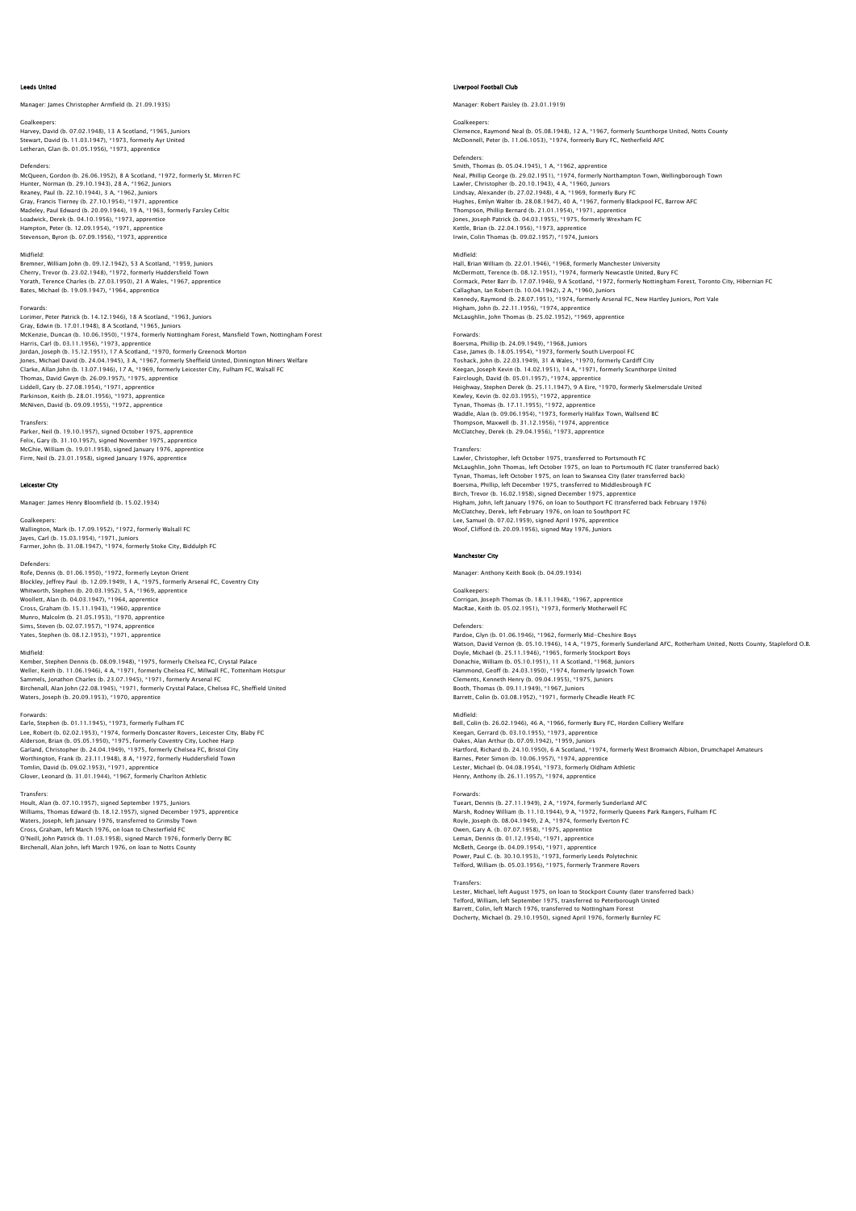## Leeds United

Manager: James Christopher Armfield (b. 21.09.1935)

Goalkeepers:
Harvey, David (b. 07.02.1948), 13 A Scotland, *1965, Juniors
Stewart, David (b. 11.03.1947), *1973, formerly Ayr United
Letheran, Glan (b. 01.05.1956), *1973, apprentice

Defenders:
McQueen, Gordon (b. 26.06.1952), 8 A Scotland, *1972, formerly St. Mirren FC
Hunter, Norman (b. 29.10.1943), 28 A, *1962, Juniors
Reaney, Paul (b. 22.10.1944), 3 A, *1962, Juniors
Gray, Francis Tierney (b. 27.10.1954), *1971, apprentice
Madeley, Paul Edward (b. 20.09.1944), 19 A, *1963, formerly Farsley Celtic
Loadwick, Derek (b. 04.10.1956), *1973, apprentice
Hampton, Peter (b. 12.09.1954), *1971, apprentice
Stevenson, Byron (b. 07.09.1956), *1973, apprentice

Midfield:
Bremner, William John (b. 09.12.1942), 53 A Scotland, *1959, Juniors
Cherry, Trevor (b. 23.02.1948), *1972, formerly Huddersfield Town
Yorath, Terence Charles (b. 27.03.1950), 21 A Wales, *1967, apprentice
Bates, Michael (b. 19.09.1947), *1964, apprentice

Forwards:
Lorimer, Peter Patrick (b. 14.12.1946), 18 A Scotland, *1963, Juniors
Gray, Edwin (b. 17.01.1948), 8 A Scotland, *1965, Juniors
McKenzie, Duncan (b. 10.06.1950), *1974, formerly Nottingham Forest, Mansfield Town, Nottingham Forest
Harris, Carl (b. 03.11.1956), *1973, apprentice
Jordan, Joseph (b. 15.12.1951), 17 A Scotland, *1970, formerly Greenock Morton
Jones, Michael David (b. 24.04.1945), 3 A, *1967, formerly Sheffield United, Dinnington Miners Welfare
Clarke, Allan John (b. 13.07.1946), 17 A, *1969, formerly Leicester City, Fulham FC, Walsall FC
Thomas, David Gwyn (b. 26.09.1957), *1975, apprentice
Liddell, Gary (b. 27.08.1954), *1971, apprentice
Parkinson, Keith (b. 28.01.1956), *1973, apprentice
McNiven, David (b. 09.09.1955), *1972, apprentice

Transfers:
Parker, Neil (b. 19.10.1957), signed October 1975, apprentice
Felix, Gary (b. 31.10.1957), signed November 1975, apprentice
McGhie, William (b. 19.01.1958), signed January 1976, apprentice
Firm, Neil (b. 23.01.1958), signed January 1976, apprentice

## Leicester City

Manager: James Henry Bloomfield (b. 15.02.1934)

Goalkeepers:
Wallington, Mark (b. 17.09.1952), *1972, formerly Walsall FC
Jayes, Carl (b. 15.03.1954), *1971, Juniors
Farmer, John (b. 31.08.1947), *1974, formerly Stoke City, Biddulph FC

Defenders:
Rofe, Dennis (b. 01.06.1950), *1972, formerly Leyton Orient
Blockley, Jeffrey Paul (b. 12.09.1949), 1 A, *1975, formerly Arsenal FC, Coventry City
Whitworth, Stephen (b. 20.03.1952), 5 A, *1969, apprentice
Woollett, Alan (b. 04.03.1947), *1964, apprentice
Cross, Graham (b. 15.11.1943), *1960, apprentice
Munro, Malcolm (b. 21.05.1953), *1970, apprentice
Sims, Steven (b. 02.07.1957), *1974, apprentice
Yates, Stephen (b. 08.12.1953), *1971, apprentice

Midfield:
Kember, Stephen Dennis (b. 08.09.1948), *1975, formerly Chelsea FC, Crystal Palace
Weller, Keith (b. 11.06.1946), 4 A, *1971, formerly Chelsea FC, Millwall FC, Tottenham Hotspur
Sammels, Jonathon Charles (b. 23.07.1945), *1971, formerly Arsenal FC
Birchenall, Alan John (22.08.1945), *1971, formerly Crystal Palace, Chelsea FC, Sheffield United
Waters, Joseph (b. 20.09.1953), *1970, apprentice

Forwards:
Earle, Stephen (b. 01.11.1945), *1973, formerly Fulham FC
Lee, Robert (b. 02.02.1953), *1974, formerly Doncaster Rovers, Leicester City, Blaby FC
Alderson, Brian (b. 05.05.1950), *1975, formerly Coventry City, Lochee Harp
Garland, Christopher (b. 24.04.1949), *1975, formerly Chelsea FC, Bristol City
Worthington, Frank (b. 23.11.1948), 8 A, *1972, formerly Huddersfield Town
Tomlin, David (b. 09.02.1953), *1971, apprentice
Glover, Leonard (b. 31.01.1944), *1967, formerly Charlton Athletic

Transfers:
Hoult, Alan (b. 07.10.1957), signed September 1975, Juniors
Williams, Thomas Edward (b. 18.12.1957), signed December 1975, apprentice
Waters, Joseph, left January 1976, transferred to Grimsby Town
Cross, Graham, left March 1976, on loan to Chesterfield FC
O'Neill, John Patrick (b. 11.03.1958), signed March 1976, formerly Derry BC
Birchenall, Alan John, left March 1976, on loan to Notts County

## Liverpool Football Club

Manager: Robert Paisley (b. 23.01.1919)

Goalkeepers:
Clemence, Raymond Neal (b. 05.08.1948), 12 A, *1967, formerly Scunthorpe United, Notts County
McDonnell, Peter (b. 11.06.1053), *1974, formerly Bury FC, Netherfield AFC

Defenders:
Smith, Thomas (b. 05.04.1945), 1 A, *1962, apprentice
Neal, Phillip George (b. 29.02.1951), *1974, formerly Northampton Town, Wellingborough Town
Lawler, Christopher (b. 20.10.1943), 4 A, *1960, Juniors
Lindsay, Alexander (b. 27.02.1948), 4 A, *1969, formerly Bury FC
Hughes, Emlyn Walter (b. 28.08.1947), 40 A, *1967, formerly Blackpool FC, Barrow AFC
Thompson, Phillip Bernard (b. 21.01.1954), *1971, apprentice
Jones, Joseph Patrick (b. 04.03.1955), *1975, formerly Wrexham FC
Kettle, Brian (b. 22.04.1956), *1973, apprentice
Irwin, Colin Thomas (b. 09.02.1957), *1974, Juniors

Midfield:
Hall, Brian William (b. 22.01.1946), *1968, formerly Manchester University
McDermott, Terence (b. 08.12.1951), *1974, formerly Newcastle United, Bury FC
Cormack, Peter Barr (b. 17.07.1946), 9 A Scotland, *1972, formerly Nottingham Forest, Toronto City, Hibernian FC
Callaghan, Ian Robert (b. 10.04.1942), 2 A, *1960, Juniors
Kennedy, Raymond (b. 28.07.1951), *1974, formerly Arsenal FC, New Hartley Juniors, Port Vale
Higham, John (b. 22.11.1956), *1974, apprentice
McLaughlin, John Thomas (b. 25.02.1952), *1969, apprentice

Forwards:
Boersma, Phillip (b. 24.09.1949), *1968, Juniors
Case, James (b. 18.05.1954), *1973, formerly South Liverpool FC
Toshack, John (b. 22.03.1949), 31 A Wales, *1970, formerly Cardiff City
Keegan, Joseph Kevin (b. 14.02.1951), 14 A, *1971, formerly Scunthorpe United
Fairclough, David (b. 05.01.1957), *1974, apprentice
Heighway, Stephen Derek (b. 25.11.1947), 9 A Eire, *1970, formerly Skelmersdale United
Kewley, Kevin (b. 02.03.1955), *1972, apprentice
Tynan, Thomas (b. 17.11.1955), *1972, apprentice
Waddle, Alan (b. 09.06.1954), *1973, formerly Halifax Town, Wallsend BC
Thompson, Maxwell (b. 31.12.1956), *1974, apprentice
McClatchey, Derek (b. 29.04.1956), *1973, apprentice

Transfers:
Lawler, Christopher, left October 1975, transferred to Portsmouth FC
McLaughlin, John Thomas, left October 1975, on loan to Portsmouth FC (later transferred back)
Tynan, Thomas, left October 1975, on loan to Swansea City (later transferred back)
Boersma, Phillip, left December 1975, transferred to Middlesbrough FC
Birch, Trevor (b. 16.02.1958), signed December 1975, apprentice
Higham, John, left January 1976, on loan to Southport FC (transferred back February 1976)
McClatchey, Derek, left February 1976, on loan to Southport FC
Lee, Samuel (b. 07.02.1959), signed April 1976, apprentice
Woof, Clifford (b. 20.09.1956), signed May 1976, Juniors

## Manchester City

Manager: Anthony Keith Book (b. 04.09.1934)

Goalkeepers:
Corrigan, Joseph Thomas (b. 18.11.1948), *1967, apprentice
MacRae, Keith (b. 05.02.1951), *1973, formerly Motherwell FC

Defenders:
Pardoe, Glyn (b. 01.06.1946), *1962, formerly Mid-Cheshire Boys
Watson, David Vernon (b. 05.10.1946), 14 A, *1975, formerly Sunderland AFC, Rotherham United, Notts County, Stapleford O.B.
Doyle, Michael (b. 25.11.1946), *1965, formerly Stockport Boys
Donachie, William (b. 05.10.1951), 11 A Scotland, *1968, Juniors
Hammond, Geoff (b. 24.03.1950), *1974, formerly Ipswich Town
Clements, Kenneth Henry (b. 09.04.1955), *1975, Juniors
Booth, Thomas (b. 09.11.1949), *1967, Juniors
Barrett, Colin (b. 03.08.1952), *1971, formerly Cheadle Heath FC

Midfield:
Bell, Colin (b. 26.02.1946), 46 A, *1966, formerly Bury FC, Horden Colliery Welfare
Keegan, Gerrard (b. 03.10.1955), *1973, apprentice
Oakes, Alan Arthur (b. 07.09.1942), *1959, Juniors
Hartford, Richard (b. 24.10.1950), 6 A Scotland, *1974, formerly West Bromwich Albion, Drumchapel Amateurs
Barnes, Peter Simon (b. 10.06.1957), *1974, apprentice
Lester, Michael (b. 04.08.1954), *1973, formerly Oldham Athletic
Henry, Anthony (b. 26.11.1957), *1974, apprentice

Forwards:
Tueart, Dennis (b. 27.11.1949), 2 A, *1974, formerly Sunderland AFC
Marsh, Rodney William (b. 11.10.1944), 9 A, *1972, formerly Queens Park Rangers, Fulham FC
Royle, Joseph (b. 08.04.1949), 2 A, *1974, formerly Everton FC
Owen, Gary A. (b. 07.07.1958), *1975, apprentice
Leman, Dennis (b. 01.12.1954), *1971, apprentice
McBeth, George (b. 04.09.1954), *1971, apprentice
Power, Paul C. (b. 30.10.1953), *1973, formerly Leeds Polytechnic
Telford, William (b. 05.03.1956), *1975, formerly Tranmere Rovers

Transfers:
Lester, Michael, left August 1975, on loan to Stockport County (later transferred back)
Telford, William, left September 1975, transferred to Peterborough United
Barrett, Colin, left March 1976, transferred to Nottingham Forest
Docherty, Michael (b. 29.10.1950), signed April 1976, formerly Burnley FC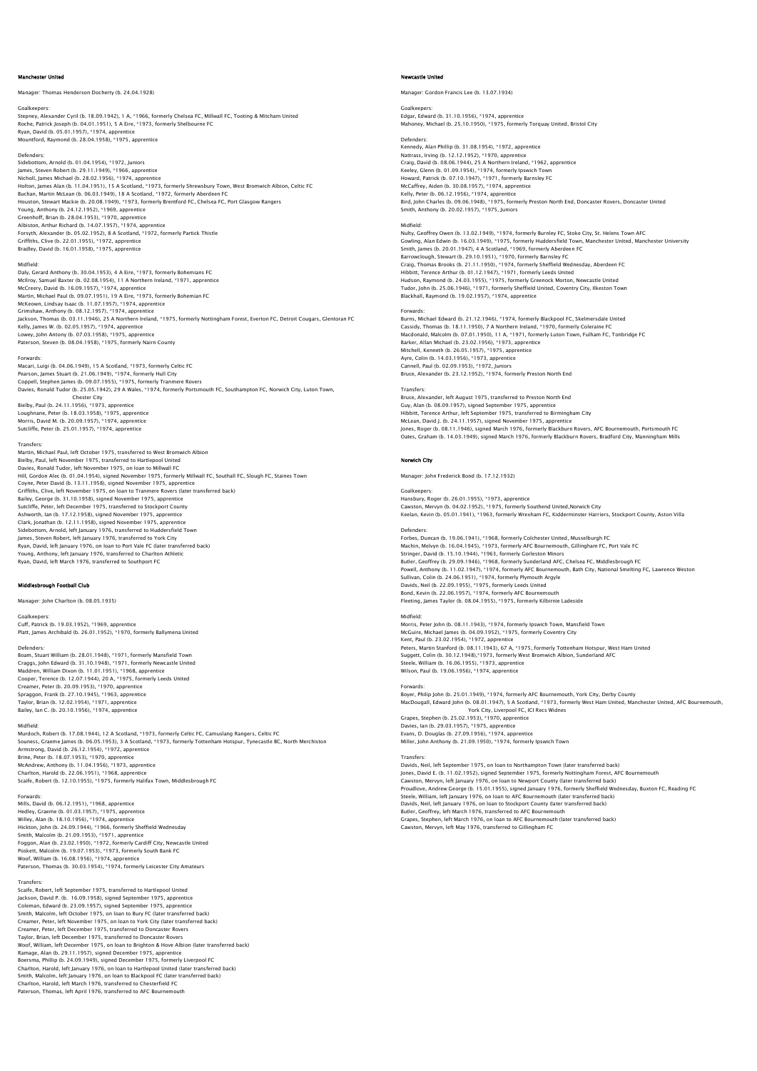## Manchester United

Manager: Thomas Henderson Docherty (b. 24.04.1928)

Goalkeepers:
Stepney, Alexander Cyril (b. 18.09.1942), 1 A, *1966, formerly Chelsea FC, Millwall FC, Tooting & Mitcham United
Roche, Patrick Joseph (b. 04.01.1951), 5 A Eire, *1973, formerly Shelbourne FC
Ryan, David (b. 05.01.1957), *1974, apprentice
Mountford, Raymond (b. 28.04.1958), *1975, apprentice

Defenders:
Sidebottom, Arnold (b. 01.04.1954), *1972, Juniors
James, Steven Robert (b. 29.11.1949), *1966, apprentice
Nicholl, James Michael (b. 28.02.1956), *1974, apprentice
Holton, James Alan (b. 11.04.1951), 15 A Scotland, *1973, formerly Shrewsbury Town, West Bromwich Albion, Celtic FC
Buchan, Martin McLean (b. 06.03.1949), 18 A Scotland, *1972, formerly Aberdeen FC
Houston, Stewart Mackie (b. 20.08.1949), *1973, formerly Brentford FC, Chelsea FC, Port Glasgow Rangers
Young, Anthony (b. 24.12.1952), *1969, apprentice
Greenhoff, Brian (b. 28.04.1953), *1970, apprentice
Albiston, Arthur Richard (b. 14.07.1957), *1974, apprentice
Forsyth, Alexander (b. 05.02.1952), 8 A Scotland, *1972, formerly Partick Thistle
Griffiths, Clive (b. 22.01.1955), *1972, apprentice
Bradley, David (b. 16.01.1958), *1975, apprentice

Midfield:
Daly, Gerard Anthony (b. 30.04.1953), 4 A Eire, *1973, formerly Bohemians FC
McIlroy, Samuel Baxter (b. 02.08.1954), 11 A Northern Ireland, *1971, apprentice
McCreery, David (b. 16.09.1957), *1974, apprentice
Martin, Michael Paul (b. 09.07.1951), 19 A Eire, *1973, formerly Bohemian FC
McKeown, Lindsay Isaac (b. 11.07.1957), *1974, apprentice
Grimshaw, Anthony (b. 08.12.1957), *1974, apprentice
Jackson, Thomas (b. 03.11.1946), 25 A Northern Ireland, *1975, formerly Nottingham Forest, Everton FC, Detroit Cougars, Glentoran FC
Kelly, James W. (b. 02.05.1957), *1974, apprentice
Lowey, John Antony (b. 07.03.1958), *1975, apprentice
Paterson, Steven (b. 08.04.1958), *1975, formerly Nairn County

Forwards:
Macari, Luigi (b. 04.06.1949), 15 A Scotland, *1973, formerly Celtic FC
Pearson, James Stuart (b. 21.06.1949), *1974, formerly Hull City
Coppell, Stephen James (b. 09.07.1955), *1975, formerly Tranmere Rovers
Davies, Ronald Tudor (b. 25.05.1942), 29 A Wales, *1974, formerly Portsmouth FC, Southampton FC, Norwich City, Luton Town, Chester City
Bielby, Paul (b. 24.11.1956), *1973, apprentice
Loughnane, Peter (b. 18.03.1958), *1975, apprentice
Morris, David M. (b. 20.09.1957), *1974, apprentice
Sutcliffe, Peter (b. 25.01.1957), *1974, apprentice

Transfers:
Martin, Michael Paul, left October 1975, transferred to West Bromwich Albion
Bielby, Paul, left November 1975, transferred to Hartlepool United
Davies, Ronald Tudor, left November 1975, on loan to Millwall FC
Hill, Gordon Alec (b. 01.04.1954), signed November 1975, formerly Millwall FC, Southall FC, Slough FC, Staines Town
Coyne, Peter David (b. 13.11.1958), signed November 1975, apprentice
Griffiths, Clive, left November 1975, on loan to Tranmere Rovers (later transferred back)
Bailey, George (b. 31.10.1958), signed November 1975, apprentice
Sutcliffe, Peter, left December 1975, transferred to Stockport County
Ashworth, Ian (b. 17.12.1958), signed November 1975, apprentice
Clark, Jonathan (b. 12.11.1958), signed November 1975, apprentice
Sidebottom, Arnold, left January 1976, transferred to Huddersfield Town
James, Steven Robert, left January 1976, transferred to York City
Ryan, David, left January 1976, on loan to Port Vale FC (later transferred back)
Young, Anthony, left January 1976, transferred to Charlton Athletic
Ryan, David, left March 1976, transferred to Southport FC

## Middlesbrough Football Club

Manager: John Charlton (b. 08.05.1935)

Goalkeepers:
Cuff, Patrick (b. 19.03.1952), *1969, apprentice
Platt, James Archibald (b. 26.01.1952), *1970, formerly Ballymena United

Defenders:
Boam, Stuart William (b. 28.01.1948), *1971, formerly Mansfield Town
Craggs, John Edward (b. 31.10.1948), *1971, formerly Newcastle United
Maddren, William Dixon (b. 11.01.1951), *1968, apprentice
Cooper, Terence (b. 12.07.1944), 20 A, *1975, formerly Leeds United
Creamer, Peter (b. 20.09.1953), *1970, apprentice
Spraggon, Frank (b. 27.10.1945), *1963, apprentice
Taylor, Brian (b. 12.02.1954), *1971, apprentice
Bailey, Ian C. (b. 20.10.1956), *1974, apprentice

Midfield:
Murdoch, Robert (b. 17.08.1944), 12 A Scotland, *1973, formerly Celtic FC, Camuslang Rangers, Celtic FC
Souness, Graeme James (b. 06.05.1953), 3 A Scotland, *1973, formerly Tottenham Hotspur, Tynecastle BC, North Merchiston
Armstrong, David (b. 26.12.1954), *1972, apprentice
Brine, Peter (b. 18.07.1953), *1970, apprentice
McAndrew, Anthony (b. 11.04.1956), *1973, apprentice
Charlton, Harold (b. 22.06.1951), *1968, apprentice
Scaife, Robert (b. 12.10.1955), *1975, formerly Halifax Town, Middlesbrough FC

Forwards:
Mills, David (b. 06.12.1951), *1968, apprentice
Hedley, Graeme (b. 01.03.1957), *1975, apprentice
Willey, Alan (b. 18.10.1956), *1974, apprentice
Hickton, John (b. 24.09.1944), *1966, formerly Sheffield Wednesday
Smith, Malcolm (b. 21.09.1953), *1971, apprentice
Foggon, Alan (b. 23.02.1950), *1972, formerly Cardiff City, Newcastle United
Poskett, Malcolm (b. 19.07.1953), *1973, formerly South Bank FC
Woof, William (b. 16.08.1956), *1974, apprentice
Paterson, Thomas (b. 30.03.1954), *1974, formerly Leicester City Amateurs

Transfers:
Scaife, Robert, left September 1975, transferred to Hartlepool United
Jackson, David P. (b. 16.09.1958), signed September 1975, apprentice
Coleman, Edward (b. 23.09.1957), signed September 1975, apprentice
Smith, Malcolm, left October 1975, on loan to Bury FC (later transferred back)
Creamer, Peter, left November 1975, on loan to York City (later transferred back)
Creamer, Peter, left December 1975, transferred to Doncaster Rovers
Taylor, Brian, left December 1975, transferred to Doncaster Rovers
Woof, William, left December 1975, on loan to Brighton & Hove Albion (later transferred back)
Ramage, Alan (b. 29.11.1957), signed December 1975, apprentice
Boersma, Phillip (b. 24.09.1949), signed December 1975, formerly Liverpool FC
Charlton, Harold, left January 1976, on loan to Hartlepool United (later transferred back)
Smith, Malcolm, left January 1976, on loan to Blackpool FC (later transferred back)
Charlton, Harold, left March 1976, transferred to Chesterfield FC
Paterson, Thomas, left April 1976, transferred to AFC Bournemouth

## Newcastle United

Manager: Gordon Francis Lee (b. 13.07.1934)

Goalkeepers:
Edgar, Edward (b. 31.10.1956), *1974, apprentice
Mahoney, Michael (b. 25.10.1950), *1975, formerly Torquay United, Bristol City

Defenders:
Kennedy, Alan Phillip (b. 31.08.1954), *1972, apprentice
Nattrass, Irving (b. 12.12.1952), *1970, apprentice
Craig, David (b. 08.06.1944), 25 A Northern Ireland, *1962, apprentice
Keeley, Glenn (b. 01.09.1954), *1974, formerly Ipswich Town
Howard, Patrick (b. 07.10.1947), *1971, formerly Barnsley FC
McCaffrey, Aiden (b. 30.08.1957), *1974, apprentice
Kelly, Peter (b. 06.12.1956), *1974, apprentice
Bird, John Charles (b. 09.06.1948), *1975, formerly Preston North End, Doncaster Rovers, Doncaster United
Smith, Anthony (b. 20.02.1957), *1975, Juniors

Midfield:
Nulty, Geoffrey Owen (b. 13.02.1949), *1974, formerly Burnley FC, Stoke City, St. Helens Town AFC
Gowling, Alan Edwin (b. 16.03.1949), *1975, formerly Huddersfield Town, Manchester United, Manchester University
Smith, James (b. 20.01.1947), 4 A Scotland, *1969, formerly Aberdeen FC
Barrowclough, Stewart (b. 29.10.1951), *1970, formerly Barnsley FC
Craig, Thomas Brooks (b. 21.11.1950), *1974, formerly Sheffield Wednesday, Aberdeen FC
Hibbitt, Terence Arthur (b. 01.12.1947), *1971, formerly Leeds United
Hudson, Raymond (b. 24.03.1955), *1975, formerly Greenock Morton, Newcastle United
Tudor, John (b. 25.06.1946), *1971, formerly Sheffield United, Coventry City, Ilkeston Town
Blackhall, Raymond (b. 19.02.1957), *1974, apprentice

Forwards:
Burns, Michael Edward (b. 21.12.1946), *1974, formerly Blackpool FC, Skelmersdale United
Cassidy, Thomas (b. 18.11.1950), 7 A Northern Ireland, *1970, formerly Coleraine FC
Macdonald, Malcolm (b. 07.01.1950), 11 A, *1971, formerly Luton Town, Fulham FC, Tonbridge FC
Barker, Allan Michael (b. 23.02.1956), *1973, apprentice
Mitchell, Kenneth (b. 26.05.1957), *1975, apprentice
Ayre, Colin (b. 14.03.1956), *1973, apprentice
Cannell, Paul (b. 02.09.1953), *1972, Juniors
Bruce, Alexander (b. 23.12.1952), *1974, formerly Preston North End

Transfers:
Bruce, Alexander, left August 1975, transferred to Preston North End
Guy, Alan (b. 08.09.1957), signed September 1975, apprentice
Hibbitt, Terence Arthur, left September 1975, transferred to Birmingham City
McLean, David J. (b. 24.11.1957), signed November 1975, apprentice
Jones, Roger (b. 08.11.1946), signed March 1976, formerly Blackburn Rovers, AFC Bournemouth, Portsmouth FC
Oates, Graham (b. 14.03.1949), signed March 1976, formerly Blackburn Rovers, Bradford City, Manningham Mills

## Norwich City

Manager: John Frederick Bond (b. 17.12.1932)

Goalkeepers:
Hansbury, Roger (b. 26.01.1955), *1973, apprentice
Cawston, Mervyn (b. 04.02.1952), *1975, formerly Southend United,Norwich City
Keelan, Kevin (b. 05.01.1941), *1963, formerly Wrexham FC, Kidderminster Harriers, Stockport County, Aston Villa

Defenders:
Forbes, Duncan (b. 19.06.1941), *1968, formerly Colchester United, Musselburgh FC
Machin, Melvyn (b. 16.04.1945), *1973, formerly AFC Bournemouth, Gillingham FC, Port Vale FC
Stringer, David (b. 15.10.1944), *1963, formerly Gorleston Minors
Butler, Geoffrey (b. 29.09.1946), *1968, formerly Sunderland AFC, Chelsea FC, Middlesbrough FC
Powell, Anthony (b. 11.02.1947), *1974, formerly AFC Bournemouth, Bath City, National Smelting FC, Lawrence Weston
Sullivan, Colin (b. 24.06.1951), *1974, formerly Plymouth Argyle
Davids, Neil (b. 22.09.1955), *1975, formerly Leeds United
Bond, Kevin (b. 22.06.1957), *1974, formerly AFC Bournemouth
Fleeting, James Taylor (b. 08.04.1955), *1975, formerly Kilbirnie Ladeside

Midfield:
Morris, Peter John (b. 08.11.1943), *1974, formerly Ipswich Town, Mansfield Town
McGuire, Michael James (b. 04.09.1952), *1975, formerly Coventry City
Kent, Paul (b. 23.02.1954), *1972, apprentice
Peters, Martin Stanford (b. 08.11.1943), 67 A, *1975, formerly Tottenham Hotspur, West Ham United
Suggett, Colin (b. 30.12.1948),*1973, formerly West Bromwich Albion, Sunderland AFC
Steele, William (b. 16.06.1955), *1973, apprentice
Wilson, Paul (b. 19.06.1956), *1974, apprentice

Forwards:
Boyer, Philip John (b. 25.01.1949), *1974, formerly AFC Bournemouth, York City, Derby County
MacDougall, Edward John (b. 08.01.1947), 5 A Scotland, *1973, formerly West Ham United, Manchester United, AFC Bournemouth, York City, Liverpool FC, ICI Recs Widnes
Grapes, Stephen (b. 25.02.1953), *1970, apprentice
Davies, Ian (b. 29.03.1957), *1975, apprentice
Evans, D. Douglas (b. 27.09.1956), *1974, apprentice
Miller, John Anthony (b. 21.09.1950), *1974, formerly Ipswich Town

Transfers:
Davids, Neil, left September 1975, on loan to Northampton Town (later transferred back)
Jones, David E. (b. 11.02.1952), signed September 1975, formerly Nottingham Forest, AFC Bournemouth
Cawston, Mervyn, left January 1976, on loan to Newport County (later transferred back)
Proudlove, Andrew George (b. 15.01.1955), signed January 1976, formerly Sheffield Wednesday, Buxton FC, Reading FC
Steele, William, left January 1976, on loan to AFC Bournemouth (later transferred back)
Davids, Neil, left January 1976, on loan to Stockport County (later transferred back)
Butler, Geoffrey, left March 1976, transferred to AFC Bournemouth
Grapes, Stephen, left March 1976, on loan to AFC Bournemouth (later transferred back)
Cawston, Mervyn, left May 1976, transferred to Gillingham FC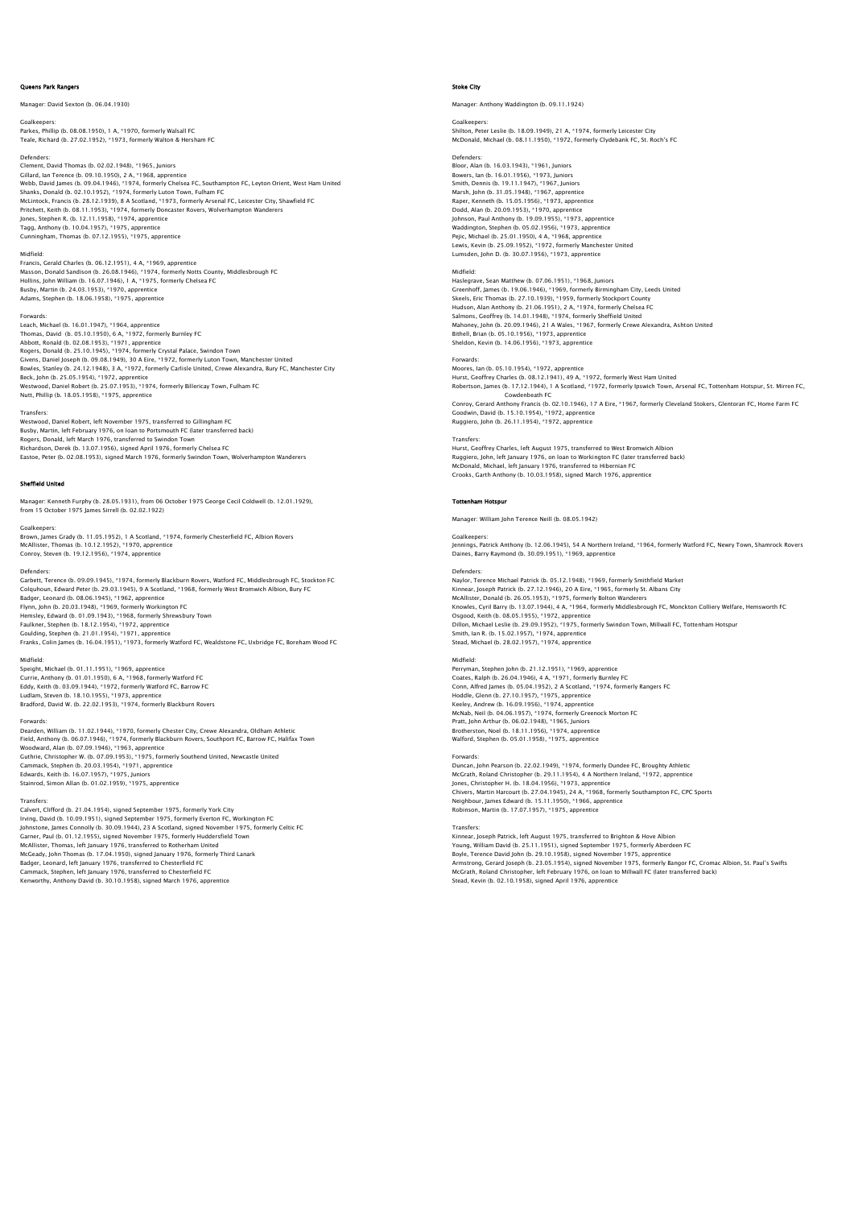## Queens Park Rangers

Manager: David Sexton (b. 06.04.1930)

Goalkeepers:
Parkes, Phillip (b. 08.08.1950), 1 A, *1970, formerly Walsall FC
Teale, Richard (b. 27.02.1952), *1973, formerly Walton & Hersham FC

Defenders:
Clement, David Thomas (b. 02.02.1948), *1965, Juniors
Gillard, Ian Terence (b. 09.10.1950), 2 A, *1968, apprentice
Webb, David James (b. 09.04.1946), *1974, formerly Chelsea FC, Southampton FC, Leyton Orient, West Ham United
Shanks, Donald (b. 02.10.1952), *1974, formerly Luton Town, Fulham FC
McLintock, Francis (b. 28.12.1939), 8 A Scotland, *1973, formerly Arsenal FC, Leicester City, Shawfield FC
Pritchett, Keith (b. 08.11.1953), *1974, formerly Doncaster Rovers, Wolverhampton Wanderers
Jones, Stephen R. (b. 12.11.1958), *1974, apprentice
Tagg, Anthony (b. 10.04.1957), *1975, apprentice
Cunningham, Thomas (b. 07.12.1955), *1975, apprentice

Midfield:
Francis, Gerald Charles (b. 06.12.1951), 4 A, *1969, apprentice
Masson, Donald Sandison (b. 26.08.1946), *1974, formerly Notts County, Middlesbrough FC
Hollins, John William (b. 16.07.1946), 1 A, *1975, formerly Chelsea FC
Busby, Martin (b. 24.03.1953), *1970, apprentice
Adams, Stephen (b. 18.06.1958), *1975, apprentice

Forwards:
Leach, Michael (b. 16.01.1947), *1964, apprentice
Thomas, David (b. 05.10.1950), 6 A, *1972, formerly Burnley FC
Abbott, Ronald (b. 02.08.1953), *1971, apprentice
Rogers, Donald (b. 25.10.1945), *1974, formerly Crystal Palace, Swindon Town
Givens, Daniel Joseph (b. 09.08.1949), 30 A Eire, *1972, formerly Luton Town, Manchester United
Bowles, Stanley (b. 24.12.1948), 3 A, *1972, formerly Carlisle United, Crewe Alexandra, Bury FC, Manchester City
Beck, John (b. 25.05.1954), *1972, apprentice
Westwood, Daniel Robert (b. 25.07.1953), *1974, formerly Billericay Town, Fulham FC
Nutt, Phillip (b. 18.05.1958), *1975, apprentice

Transfers:
Westwood, Daniel Robert, left November 1975, transferred to Gillingham FC
Busby, Martin, left February 1976, on loan to Portsmouth FC (later transferred back)
Rogers, Donald, left March 1976, transferred to Swindon Town
Richardson, Derek (b. 13.07.1956), signed April 1976, formerly Chelsea FC
Eastoe, Peter (b. 02.08.1953), signed March 1976, formerly Swindon Town, Wolverhampton Wanderers

## Sheffield United

Manager: Kenneth Furphy (b. 28.05.1931), from 06 October 1975 George Cecil Coldwell (b. 12.01.1929), from 15 October 1975 James Sirrell (b. 02.02.1922)

Goalkeepers:
Brown, James Grady (b. 11.05.1952), 1 A Scotland, *1974, formerly Chesterfield FC, Albion Rovers
McAllister, Thomas (b. 10.12.1952), *1970, apprentice
Conroy, Steven (b. 19.12.1956), *1974, apprentice

Defenders:
Garbett, Terence (b. 09.09.1945), *1974, formerly Blackburn Rovers, Watford FC, Middlesbrough FC, Stockton FC
Colquhoun, Edward Peter (b. 29.03.1945), 9 A Scotland, *1968, formerly West Bromwich Albion, Bury FC
Badger, Leonard (b. 08.06.1945), *1962, apprentice
Flynn, John (b. 20.03.1948), *1969, formerly Workington FC
Hemsley, Edward (b. 01.09.1943), *1968, formerly Shrewsbury Town
Faulkner, Stephen (b. 18.12.1954), *1972, apprentice
Goulding, Stephen (b. 21.01.1954), *1971, apprentice
Franks, Colin James (b. 16.04.1951), *1973, formerly Watford FC, Wealdstone FC, Uxbridge FC, Boreham Wood FC

Midfield:
Speight, Michael (b. 01.11.1951), *1969, apprentice
Currie, Anthony (b. 01.01.1950), 6 A, *1968, formerly Watford FC
Eddy, Keith (b. 03.09.1944), *1972, formerly Watford FC, Barrow FC
Ludlam, Steven (b. 18.10.1955), *1973, apprentice
Bradford, David W. (b. 22.02.1953), *1974, formerly Blackburn Rovers

Forwards:
Dearden, William (b. 11.02.1944), *1970, formerly Chester City, Crewe Alexandra, Oldham Athletic
Field, Anthony (b. 06.07.1946), *1974, formerly Blackburn Rovers, Southport FC, Barrow FC, Halifax Town
Woodward, Alan (b. 07.09.1946), *1963, apprentice
Guthrie, Christopher W. (b. 07.09.1953), *1975, formerly Southend United, Newcastle United
Cammack, Stephen (b. 20.03.1954), *1971, apprentice
Edwards, Keith (b. 16.07.1957), *1975, Juniors
Stainrod, Simon Allan (b. 01.02.1959), *1975, apprentice

Transfers:
Calvert, Clifford (b. 21.04.1954), signed September 1975, formerly York City
Irving, David (b. 10.09.1951), signed September 1975, formerly Everton FC, Workington FC
Johnstone, James Connolly (b. 30.09.1944), 23 A Scotland, signed November 1975, formerly Celtic FC
Garner, Paul (b. 01.12.1955), signed November 1975, formerly Huddersfield Town
McAllister, Thomas, left January 1976, transferred to Rotherham United
McGeady, John Thomas (b. 17.04.1950), signed January 1976, formerly Third Lanark
Badger, Leonard, left January 1976, transferred to Chesterfield FC
Cammack, Stephen, left January 1976, transferred to Chesterfield FC
Kenworthy, Anthony David (b. 30.10.1958), signed March 1976, apprentice

## Stoke City

Manager: Anthony Waddington (b. 09.11.1924)

Goalkeepers:
Shilton, Peter Leslie (b. 18.09.1949), 21 A, *1974, formerly Leicester City
McDonald, Michael (b. 08.11.1950), *1972, formerly Clydebank FC, St. Roch's FC

Defenders:
Bloor, Alan (b. 16.03.1943), *1961, Juniors
Bowers, Ian (b. 16.01.1956), *1973, Juniors
Smith, Dennis (b. 19.11.1947), *1967, Juniors
Marsh, John (b. 31.05.1948), *1967, apprentice
Raper, Kenneth (b. 15.05.1956), *1973, apprentice
Dodd, Alan (b. 20.09.1953), *1970, apprentice
Johnson, Paul Anthony (b. 19.09.1955), *1973, apprentice
Waddington, Stephen (b. 05.02.1956), *1973, apprentice
Pejic, Michael (b. 25.01.1950), 4 A, *1968, apprentice
Lewis, Kevin (b. 25.09.1952), *1972, formerly Manchester United
Lumsden, John D. (b. 30.07.1956), *1973, apprentice

Midfield:
Haslegrave, Sean Matthew (b. 07.06.1951), *1968, Juniors
Greenhoff, James (b. 19.06.1946), *1969, formerly Birmingham City, Leeds United
Skeels, Eric Thomas (b. 27.10.1939), *1959, formerly Stockport County
Hudson, Alan Anthony (b. 21.06.1951), 2 A, *1974, formerly Chelsea FC
Salmons, Geoffrey (b. 14.01.1948), *1974, formerly Sheffield United
Mahoney, John (b. 20.09.1946), 21 A Wales, *1967, formerly Crewe Alexandra, Ashton United
Bithell, Brian (b. 05.10.1956), *1973, apprentice
Sheldon, Kevin (b. 14.06.1956), *1973, apprentice

Forwards:
Moores, Ian (b. 05.10.1954), *1972, apprentice
Hurst, Geoffrey Charles (b. 08.12.1941), 49 A, *1972, formerly West Ham United
Robertson, James (b. 17.12.1944), 1 A Scotland, *1972, formerly Ipswich Town, Arsenal FC, Tottenham Hotspur, St. Mirren FC, Cowdenbeath FC
Conroy, Gerard Anthony Francis (b. 02.10.1946), 17 A Eire, *1967, formerly Cleveland Stokers, Glentoran FC, Home Farm FC
Goodwin, David (b. 15.10.1954), *1972, apprentice
Ruggiero, John (b. 26.11.1954), *1972, apprentice

Transfers:
Hurst, Geoffrey Charles, left August 1975, transferred to West Bromwich Albion
Ruggiero, John, left January 1976, on loan to Workington FC (later transferred back)
McDonald, Michael, left January 1976, transferred to Hibernian FC
Crooks, Garth Anthony (b. 10.03.1958), signed March 1976, apprentice

## Tottenham Hotspur

Manager: William John Terence Neill (b. 08.05.1942)

Goalkeepers:
Jennings, Patrick Anthony (b. 12.06.1945), 54 A Northern Ireland, *1964, formerly Watford FC, Newry Town, Shamrock Rovers
Daines, Barry Raymond (b. 30.09.1951), *1969, apprentice

Defenders:
Naylor, Terence Michael Patrick (b. 05.12.1948), *1969, formerly Smithfield Market
Kinnear, Joseph Patrick (b. 27.12.1946), 20 A Eire, *1965, formerly St. Albans City
McAllister, Donald (b. 26.05.1953), *1975, formerly Bolton Wanderers
Knowles, Cyril Barry (b. 13.07.1944), 4 A, *1964, formerly Middlesbrough FC, Monckton Colliery Welfare, Hemsworth FC
Osgood, Keith (b. 08.05.1955), *1972, apprentice
Dillon, Michael Leslie (b. 29.09.1952), *1975, formerly Swindon Town, Millwall FC, Tottenham Hotspur
Smith, Ian R. (b. 15.02.1957), *1974, apprentice
Stead, Michael (b. 28.02.1957), *1974, apprentice

Midfield:
Perryman, Stephen John (b. 21.12.1951), *1969, apprentice
Coates, Ralph (b. 26.04.1946), 4 A, *1971, formerly Burnley FC
Conn, Alfred James (b. 05.04.1952), 2 A Scotland, *1974, formerly Rangers FC
Hoddle, Glenn (b. 27.10.1957), *1975, apprentice
Keeley, Andrew (b. 16.09.1956), *1974, apprentice
McNab, Neil (b. 04.06.1957), *1974, formerly Greenock Morton FC
Pratt, John Arthur (b. 06.02.1948), *1965, Juniors
Brotherston, Noel (b. 18.11.1956), *1974, apprentice
Walford, Stephen (b. 05.01.1958), *1975, apprentice

Forwards:
Duncan, John Pearson (b. 22.02.1949), *1974, formerly Dundee FC, Broughty Athletic
McGrath, Roland Christopher (b. 29.11.1954), 4 A Northern Ireland, *1972, apprentice
Jones, Christopher H. (b. 18.04.1956), *1973, apprentice
Chivers, Martin Harcourt (b. 27.04.1945), 24 A, *1968, formerly Southampton FC, CPC Sports
Neighbour, James Edward (b. 15.11.1950), *1966, apprentice
Robinson, Martin (b. 17.07.1957), *1975, apprentice

Transfers:
Kinnear, Joseph Patrick, left August 1975, transferred to Brighton & Hove Albion
Young, William David (b. 25.11.1951), signed September 1975, formerly Aberdeen FC
Boyle, Terence David John (b. 29.10.1958), signed November 1975, apprentice
Armstrong, Gerard Joseph (b. 23.05.1954), signed November 1975, formerly Bangor FC, Cromac Albion, St. Paul's Swifts
McGrath, Roland Christopher, left February 1976, on loan to Millwall FC (later transferred back)
Stead, Kevin (b. 02.10.1958), signed April 1976, apprentice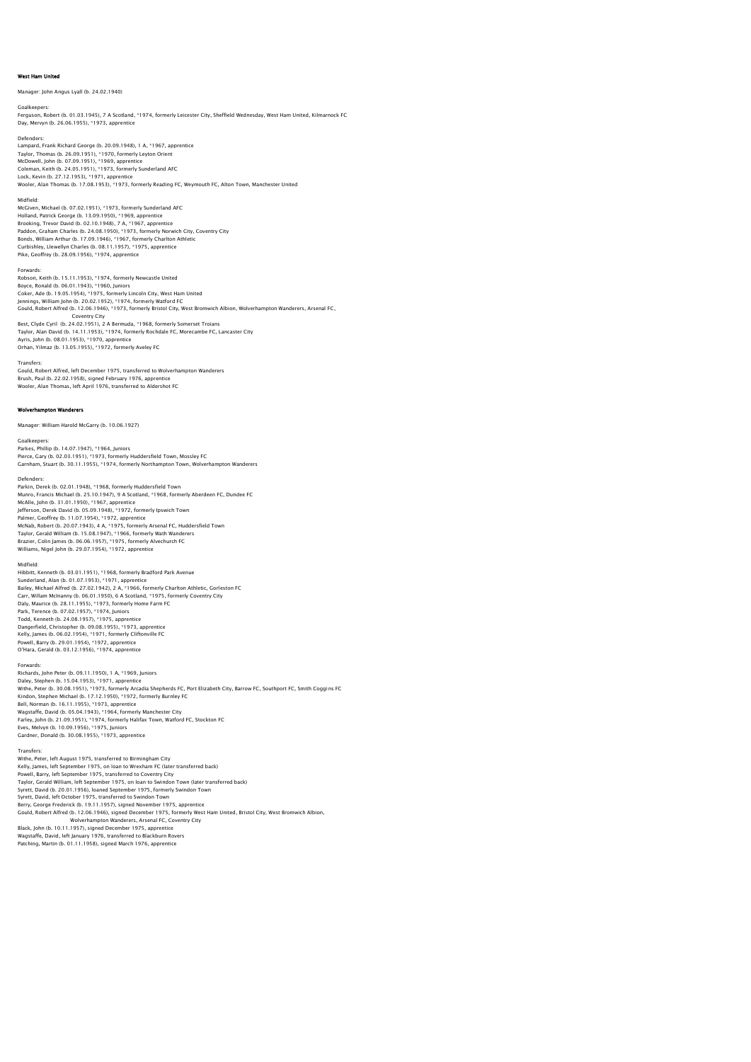## West Ham United

Manager: John Angus Lyall (b. 24.02.1940)

Goalkeepers:
Ferguson, Robert (b. 01.03.1945), 7 A Scotland, *1974, formerly Leicester City, Sheffield Wednesday, West Ham United, Kilmarnock FC
Day, Mervyn (b. 26.06.1955), *1973, apprentice

Defenders:
Lampard, Frank Richard George (b. 20.09.1948), 1 A, *1967, apprentice
Taylor, Thomas (b. 26.09.1951), *1970, formerly Leyton Orient
McDowell, John (b. 07.09.1951), *1969, apprentice
Coleman, Keith (b. 24.05.1951), *1973, formerly Sunderland AFC
Lock, Kevin (b. 27.12.1953), *1971, apprentice
Wooler, Alan Thomas (b. 17.08.1953), *1973, formerly Reading FC, Weymouth FC, Alton Town, Manchester United

Midfield:
McGiven, Michael (b. 07.02.1951), *1973, formerly Sunderland AFC
Holland, Patrick George (b. 13.09.1950), *1969, apprentice
Brooking, Trevor David (b. 02.10.1948), 7 A, *1967, apprentice
Paddon, Graham Charles (b. 24.08.1950), *1973, formerly Norwich City, Coventry City
Bonds, William Arthur (b. 17.09.1946), *1967, formerly Charlton Athletic
Curbishley, Llewellyn Charles (b. 08.11.1957), *1975, apprentice
Pike, Geoffrey (b. 28.09.1956), *1974, apprentice

Forwards:
Robson, Keith (b. 15.11.1953), *1974, formerly Newcastle United
Boyce, Ronald (b. 06.01.1943), *1960, Juniors
Coker, Ade (b. 19.05.1954), *1975, formerly Lincoln City, West Ham United
Jennings, William John (b. 20.02.1952), *1974, formerly Watford FC
Gould, Robert Alfred (b. 12.06.1946), *1973, formerly Bristol City, West Bromwich Albion, Wolverhampton Wanderers, Arsenal FC, Coventry City
Best, Clyde Cyril (b. 24.02.1951), 2 A Bermuda, *1968, formerly Somerset Trojans
Taylor, Alan David (b. 14.11.1953), *1974, formerly Rochdale FC, Morecambe FC, Lancaster City
Ayris, John (b. 08.01.1953), *1970, apprentice
Orhan, Yilmaz (b. 13.05.1955), *1972, formerly Aveley FC

Transfers:
Gould, Robert Alfred, left December 1975, transferred to Wolverhampton Wanderers
Brush, Paul (b. 22.02.1958), signed February 1976, apprentice
Wooler, Alan Thomas, left April 1976, transferred to Aldershot FC

## Wolverhampton Wanderers

Manager: William Harold McGarry (b. 10.06.1927)

Goalkeepers:
Parkes, Phillip (b. 14.07.1947), *1964, Juniors
Pierce, Gary (b. 02.03.1951), *1973, formerly Huddersfield Town, Mossley FC
Garnham, Stuart (b. 30.11.1955), *1974, formerly Northampton Town, Wolverhampton Wanderers

Defenders:
Parkin, Derek (b. 02.01.1948), *1968, formerly Huddersfield Town
Munro, Francis Michael (b. 25.10.1947), 9 A Scotland, *1968, formerly Aberdeen FC, Dundee FC
McAlle, John (b. 31.01.1950), *1967, apprentice
Jefferson, Derek David (b. 05.09.1948), *1972, formerly Ipswich Town
Palmer, Geoffrey (b. 11.07.1954), *1972, apprentice
McNab, Robert (b. 20.07.1943), 4 A, *1975, formerly Arsenal FC, Huddersfield Town
Taylor, Gerald William (b. 15.08.1947), *1966, formerly Wath Wanderers
Brazier, Colin James (b. 06.06.1957), *1975, formerly Alvechurch FC
Williams, Nigel John (b. 29.07.1954), *1972, apprentice

Midfield:
Hibbitt, Kenneth (b. 03.01.1951), *1968, formerly Bradford Park Avenue
Sunderland, Alan (b. 01.07.1953), *1971, apprentice
Bailey, Michael Alfred (b. 27.02.1942), 2 A, *1966, formerly Charlton Athletic, Gorleston FC
Carr, Willam McInanny (b. 06.01.1950), 6 A Scotland, *1975, formerly Coventry City
Daly, Maurice (b. 28.11.1955), *1973, formerly Home Farm FC
Park, Terence (b. 07.02.1957), *1974, Juniors
Todd, Kenneth (b. 24.08.1957), *1975, apprentice
Dangerfield, Christopher (b. 09.08.1955), *1973, apprentice
Kelly, James (b. 06.02.1954), *1971, formerly Cliftonville FC
Powell, Barry (b. 29.01.1954), *1972, apprentice
O'Hara, Gerald (b. 03.12.1956), *1974, apprentice

Forwards:
Richards, John Peter (b. 09.11.1950), 1 A, *1969, Juniors
Daley, Stephen (b. 15.04.1953), *1971, apprentice
Withe, Peter (b. 30.08.1951), *1973, formerly Arcadia Shepherds FC, Port Elizabeth City, Barrow FC, Southport FC, Smith Coggins FC
Kindon, Stephen Michael (b. 17.12.1950), *1972, formerly Burnley FC
Bell, Norman (b. 16.11.1955), *1973, apprentice
Wagstaffe, David (b. 05.04.1943), *1964, formerly Manchester City
Farley, John (b. 21.09.1951), *1974, formerly Halifax Town, Watford FC, Stockton FC
Eves, Melvyn (b. 10.09.1956), *1975, Juniors
Gardner, Donald (b. 30.08.1955), *1973, apprentice

Transfers:
Withe, Peter, left August 1975, transferred to Birmingham City
Kelly, James, left September 1975, on loan to Wrexham FC (later transferred back)
Powell, Barry, left September 1975, transferred to Coventry City
Taylor, Gerald William, left September 1975, on loan to Swindon Town (later transferred back)
Syrett, David (b. 20.01.1956), loaned September 1975, formerly Swindon Town
Syrett, David, left October 1975, transferred to Swindon Town
Berry, George Frederick (b. 19.11.1957), signed November 1975, apprentice
Gould, Robert Alfred (b. 12.06.1946), signed December 1975, formerly West Ham United, Bristol City, West Bromwich Albion, Wolverhampton Wanderers, Arsenal FC, Coventry City
Black, John (b. 10.11.1957), signed December 1975, apprentice
Wagstaffe, David, left January 1976, transferred to Blackburn Rovers
Patching, Martin (b. 01.11.1958), signed March 1976, apprentice